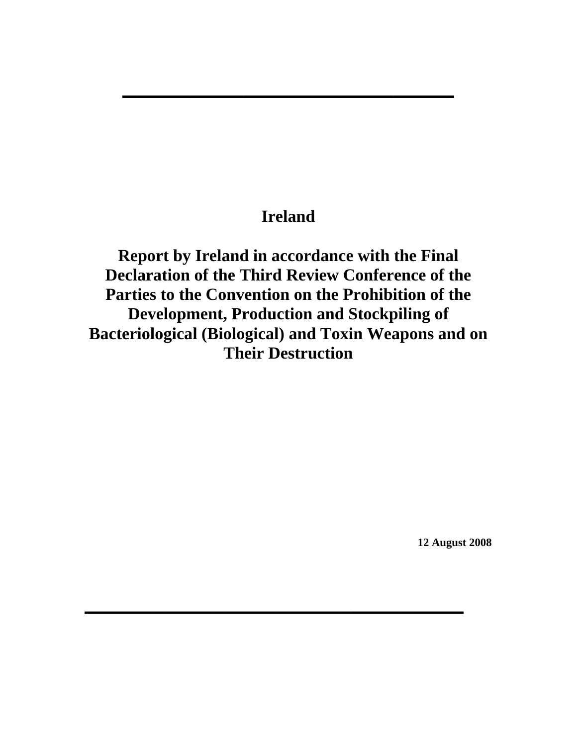# Ireland

# Report by Ireland in accordance with the Final Declaration of the Third Review Conference of the Parties to the Convention on the Prohibition of the Development, Production and Stockpiling of Bacteriological (Biological) and Toxin Weapons and on Their Destruction

**12 August 2008**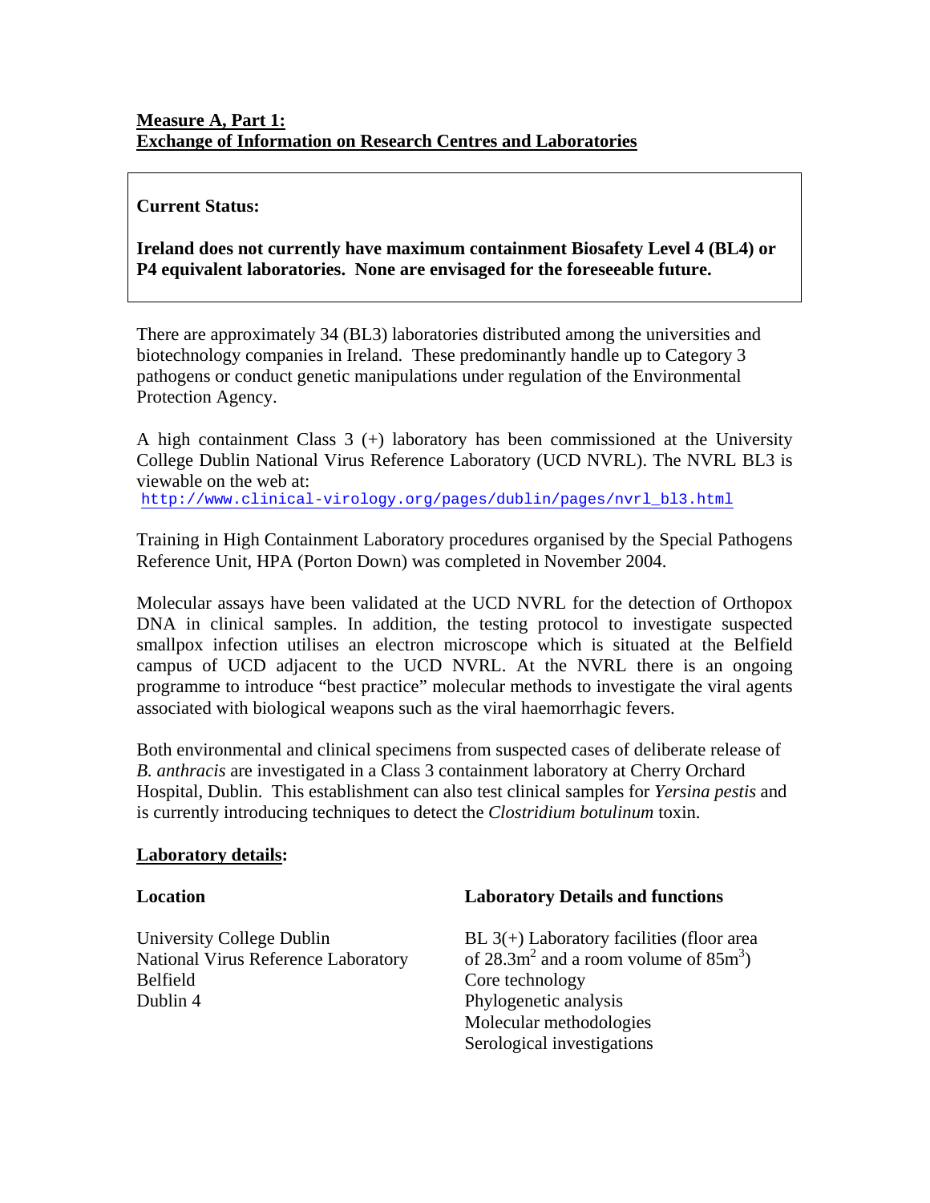**Measure A, Part 1:**
**Exchange of Information on Research Centres and Laboratories**

**Current Status:**

**Ireland does not currently have maximum containment Biosafety Level 4 (BL4) or P4 equivalent laboratories. None are envisaged for the foreseeable future.**

There are approximately 34 (BL3) laboratories distributed among the universities and biotechnology companies in Ireland. These predominantly handle up to Category 3 pathogens or conduct genetic manipulations under regulation of the Environmental Protection Agency.

A high containment Class 3 (+) laboratory has been commissioned at the University College Dublin National Virus Reference Laboratory (UCD NVRL). The NVRL BL3 is viewable on the web at:
http://www.clinical-virology.org/pages/dublin/pages/nvrl_bl3.html

Training in High Containment Laboratory procedures organised by the Special Pathogens Reference Unit, HPA (Porton Down) was completed in November 2004.

Molecular assays have been validated at the UCD NVRL for the detection of Orthopox DNA in clinical samples. In addition, the testing protocol to investigate suspected smallpox infection utilises an electron microscope which is situated at the Belfield campus of UCD adjacent to the UCD NVRL. At the NVRL there is an ongoing programme to introduce "best practice" molecular methods to investigate the viral agents associated with biological weapons such as the viral haemorrhagic fevers.

Both environmental and clinical specimens from suspected cases of deliberate release of *B. anthracis* are investigated in a Class 3 containment laboratory at Cherry Orchard Hospital, Dublin. This establishment can also test clinical samples for *Yersina pestis* and is currently introducing techniques to detect the *Clostridium botulinum* toxin.

**Laboratory details:**

| Location | Laboratory Details and functions |
|---|---|
| University College Dublin<br>National Virus Reference Laboratory<br>Belfield<br>Dublin 4 | BL 3(+) Laboratory facilities (floor area of $28.3m^2$ and a room volume of $85m^3$)<br>Core technology<br>Phylogenetic analysis<br>Molecular methodologies<br>Serological investigations |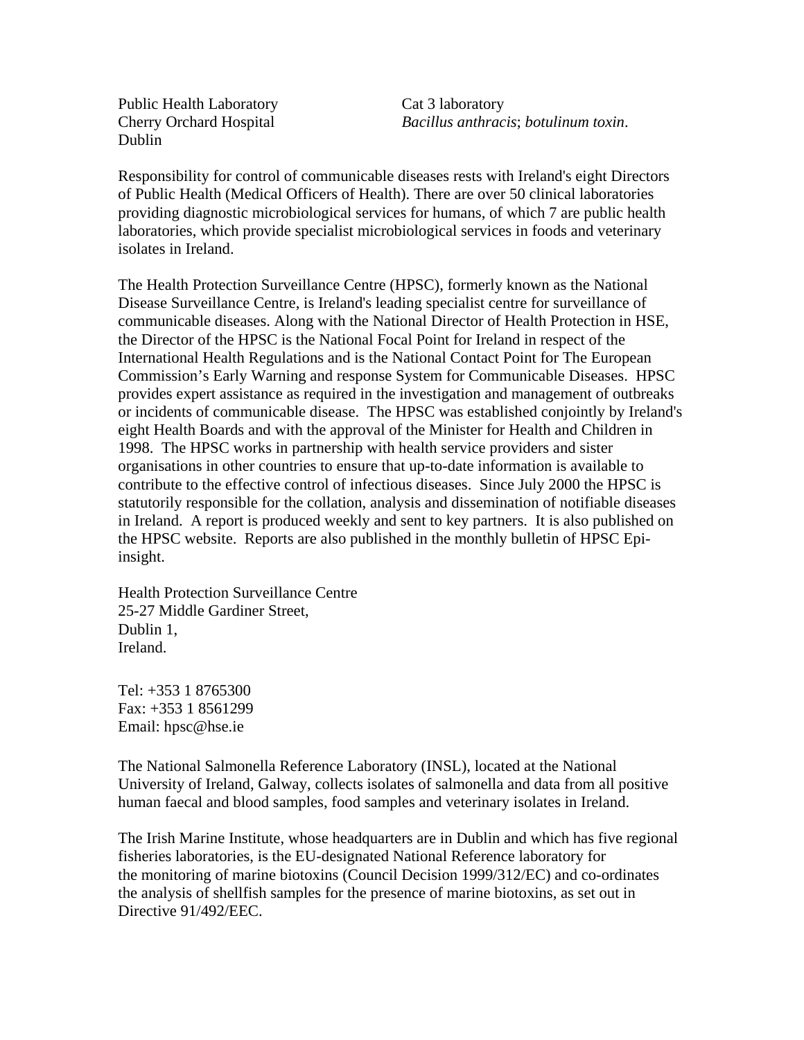| | |
|---|---|
| Public Health Laboratory<br>Cherry Orchard Hospital<br>Dublin | Cat 3 laboratory<br>*Bacillus anthracis*; *botulinum toxin*. |

Responsibility for control of communicable diseases rests with Ireland's eight Directors of Public Health (Medical Officers of Health). There are over 50 clinical laboratories providing diagnostic microbiological services for humans, of which 7 are public health laboratories, which provide specialist microbiological services in foods and veterinary isolates in Ireland.

The Health Protection Surveillance Centre (HPSC), formerly known as the National Disease Surveillance Centre, is Ireland's leading specialist centre for surveillance of communicable diseases. Along with the National Director of Health Protection in HSE, the Director of the HPSC is the National Focal Point for Ireland in respect of the International Health Regulations and is the National Contact Point for The European Commission's Early Warning and response System for Communicable Diseases. HPSC provides expert assistance as required in the investigation and management of outbreaks or incidents of communicable disease. The HPSC was established conjointly by Ireland's eight Health Boards and with the approval of the Minister for Health and Children in 1998. The HPSC works in partnership with health service providers and sister organisations in other countries to ensure that up-to-date information is available to contribute to the effective control of infectious diseases. Since July 2000 the HPSC is statutorily responsible for the collation, analysis and dissemination of notifiable diseases in Ireland. A report is produced weekly and sent to key partners. It is also published on the HPSC website. Reports are also published in the monthly bulletin of HPSC Epi-insight.

Health Protection Surveillance Centre
25-27 Middle Gardiner Street,
Dublin 1,
Ireland.

Tel: +353 1 8765300
Fax: +353 1 8561299
Email: hpsc@hse.ie

The National Salmonella Reference Laboratory (INSL), located at the National University of Ireland, Galway, collects isolates of salmonella and data from all positive human faecal and blood samples, food samples and veterinary isolates in Ireland.

The Irish Marine Institute, whose headquarters are in Dublin and which has five regional fisheries laboratories, is the EU-designated National Reference laboratory for the monitoring of marine biotoxins (Council Decision 1999/312/EC) and co-ordinates the analysis of shellfish samples for the presence of marine biotoxins, as set out in Directive 91/492/EEC.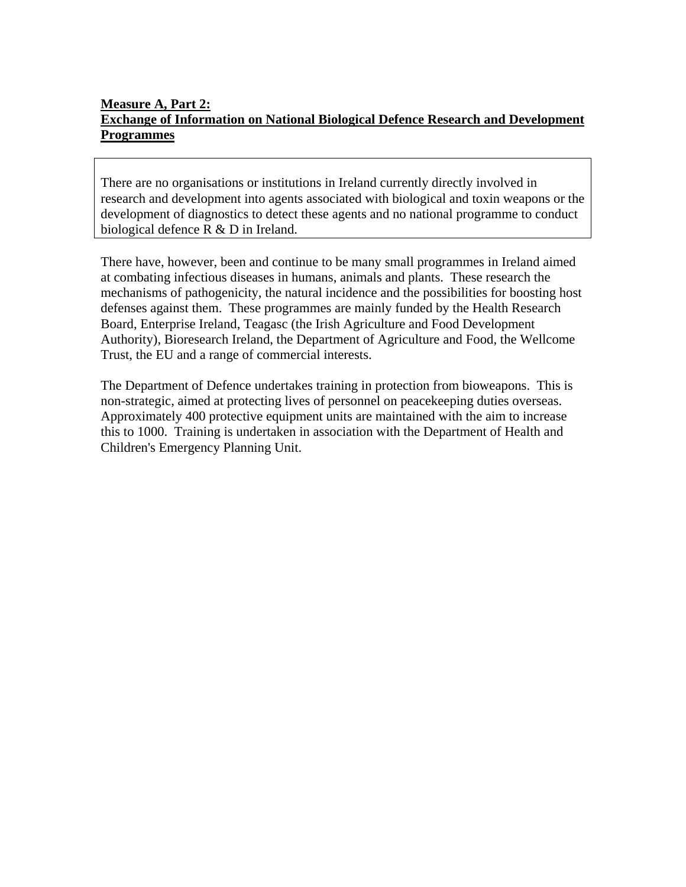**Measure A, Part 2:**
**Exchange of Information on National Biological Defence Research and Development Programmes**

| There are no organisations or institutions in Ireland currently directly involved in research and development into agents associated with biological and toxin weapons or the development of diagnostics to detect these agents and no national programme to conduct biological defence R & D in Ireland. |
|---|

There have, however, been and continue to be many small programmes in Ireland aimed at combating infectious diseases in humans, animals and plants. These research the mechanisms of pathogenicity, the natural incidence and the possibilities for boosting host defenses against them. These programmes are mainly funded by the Health Research Board, Enterprise Ireland, Teagasc (the Irish Agriculture and Food Development Authority), Bioresearch Ireland, the Department of Agriculture and Food, the Wellcome Trust, the EU and a range of commercial interests.

The Department of Defence undertakes training in protection from bioweapons. This is non-strategic, aimed at protecting lives of personnel on peacekeeping duties overseas. Approximately 400 protective equipment units are maintained with the aim to increase this to 1000. Training is undertaken in association with the Department of Health and Children's Emergency Planning Unit.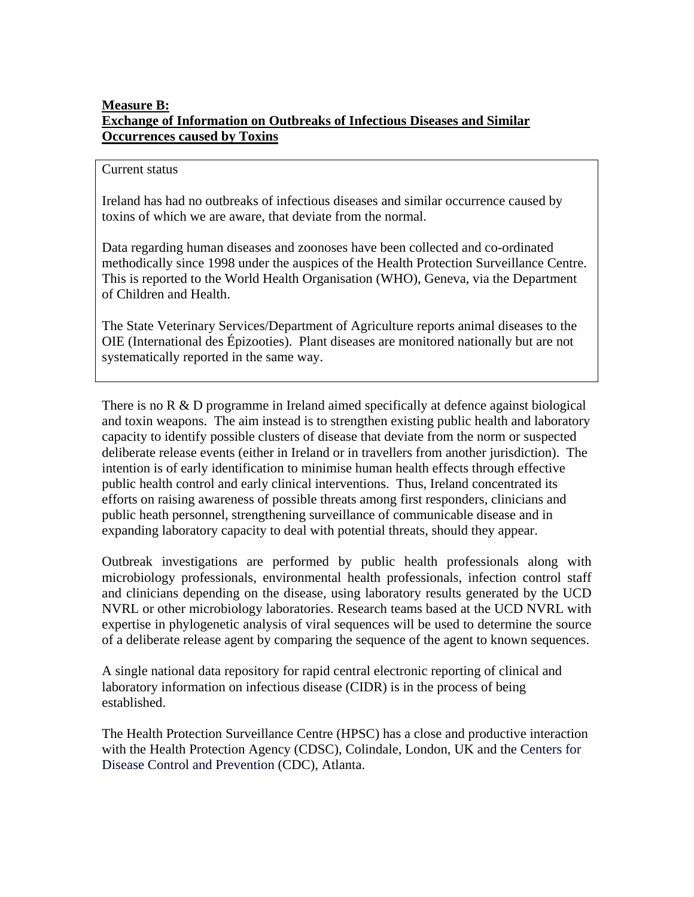**Measure B:**
**Exchange of Information on Outbreaks of Infectious Diseases and Similar Occurrences caused by Toxins**

Current status

Ireland has had no outbreaks of infectious diseases and similar occurrence caused by toxins of which we are aware, that deviate from the normal.

Data regarding human diseases and zoonoses have been collected and co-ordinated methodically since 1998 under the auspices of the Health Protection Surveillance Centre. This is reported to the World Health Organisation (WHO), Geneva, via the Department of Children and Health.

The State Veterinary Services/Department of Agriculture reports animal diseases to the OIE (International des Épizooties). Plant diseases are monitored nationally but are not systematically reported in the same way.

There is no R & D programme in Ireland aimed specifically at defence against biological and toxin weapons. The aim instead is to strengthen existing public health and laboratory capacity to identify possible clusters of disease that deviate from the norm or suspected deliberate release events (either in Ireland or in travellers from another jurisdiction). The intention is of early identification to minimise human health effects through effective public health control and early clinical interventions. Thus, Ireland concentrated its efforts on raising awareness of possible threats among first responders, clinicians and public heath personnel, strengthening surveillance of communicable disease and in expanding laboratory capacity to deal with potential threats, should they appear.

Outbreak investigations are performed by public health professionals along with microbiology professionals, environmental health professionals, infection control staff and clinicians depending on the disease, using laboratory results generated by the UCD NVRL or other microbiology laboratories. Research teams based at the UCD NVRL with expertise in phylogenetic analysis of viral sequences will be used to determine the source of a deliberate release agent by comparing the sequence of the agent to known sequences.

A single national data repository for rapid central electronic reporting of clinical and laboratory information on infectious disease (CIDR) is in the process of being established.

The Health Protection Surveillance Centre (HPSC) has a close and productive interaction with the Health Protection Agency (CDSC), Colindale, London, UK and the Centers for Disease Control and Prevention (CDC), Atlanta.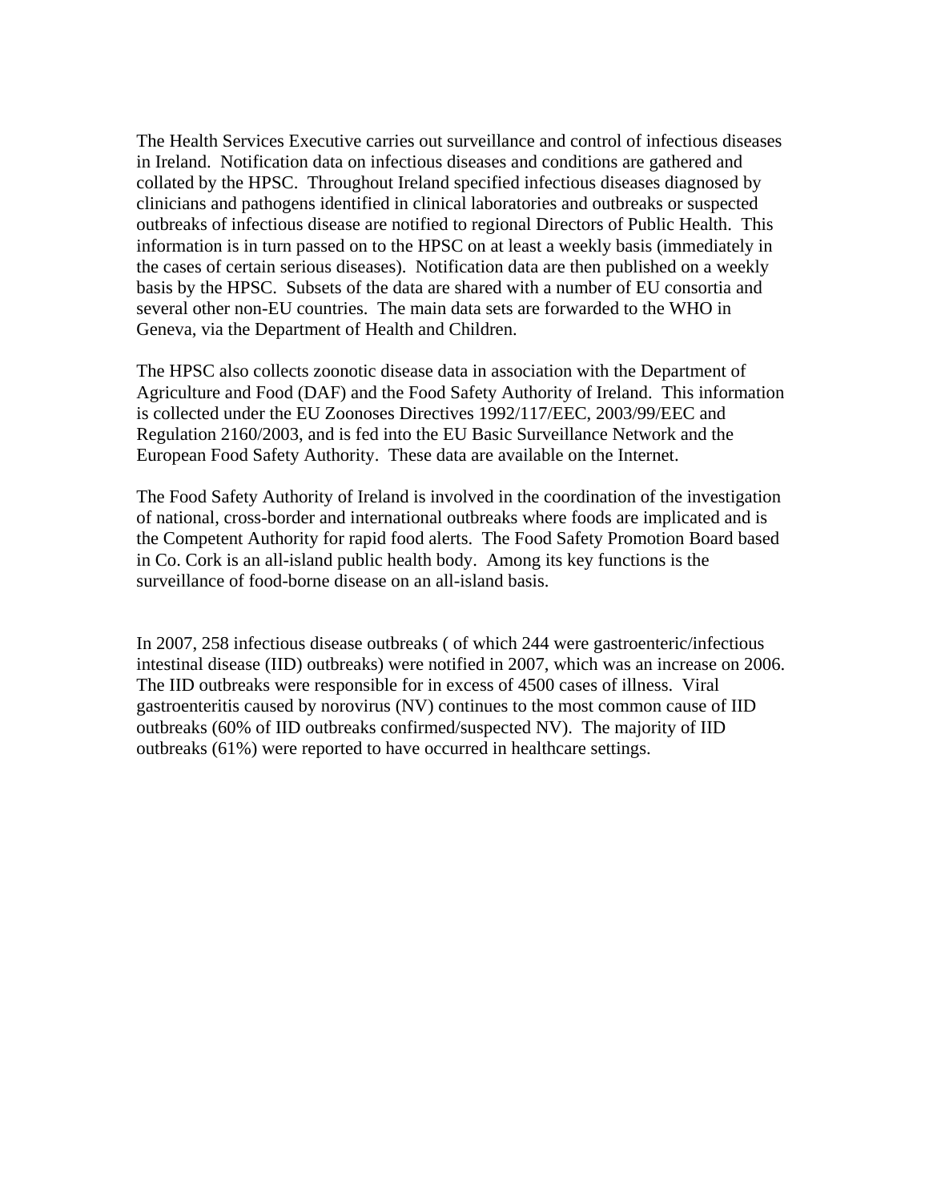The Health Services Executive carries out surveillance and control of infectious diseases in Ireland. Notification data on infectious diseases and conditions are gathered and collated by the HPSC. Throughout Ireland specified infectious diseases diagnosed by clinicians and pathogens identified in clinical laboratories and outbreaks or suspected outbreaks of infectious disease are notified to regional Directors of Public Health. This information is in turn passed on to the HPSC on at least a weekly basis (immediately in the cases of certain serious diseases). Notification data are then published on a weekly basis by the HPSC. Subsets of the data are shared with a number of EU consortia and several other non-EU countries. The main data sets are forwarded to the WHO in Geneva, via the Department of Health and Children.

The HPSC also collects zoonotic disease data in association with the Department of Agriculture and Food (DAF) and the Food Safety Authority of Ireland. This information is collected under the EU Zoonoses Directives 1992/117/EEC, 2003/99/EEC and Regulation 2160/2003, and is fed into the EU Basic Surveillance Network and the European Food Safety Authority. These data are available on the Internet.

The Food Safety Authority of Ireland is involved in the coordination of the investigation of national, cross-border and international outbreaks where foods are implicated and is the Competent Authority for rapid food alerts. The Food Safety Promotion Board based in Co. Cork is an all-island public health body. Among its key functions is the surveillance of food-borne disease on an all-island basis.

In 2007, 258 infectious disease outbreaks ( of which 244 were gastroenteric/infectious intestinal disease (IID) outbreaks) were notified in 2007, which was an increase on 2006. The IID outbreaks were responsible for in excess of 4500 cases of illness. Viral gastroenteritis caused by norovirus (NV) continues to the most common cause of IID outbreaks (60% of IID outbreaks confirmed/suspected NV). The majority of IID outbreaks (61%) were reported to have occurred in healthcare settings.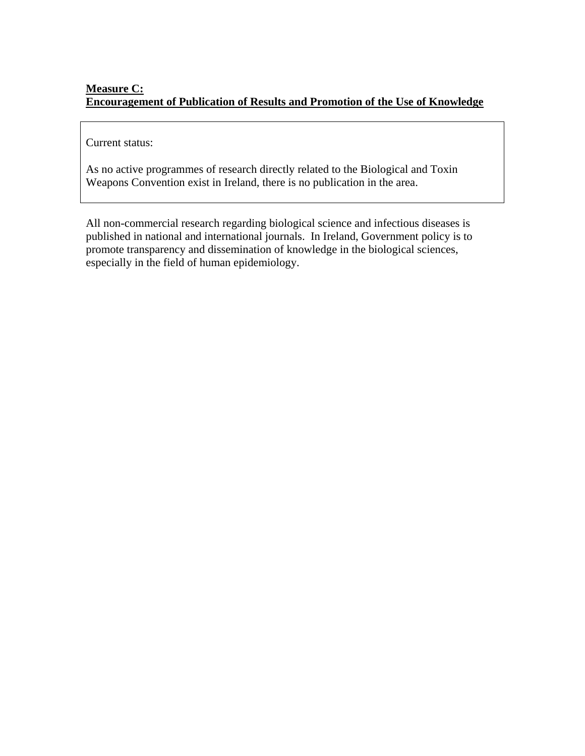**Measure C:**
**Encouragement of Publication of Results and Promotion of the Use of Knowledge**

Current status:

As no active programmes of research directly related to the Biological and Toxin Weapons Convention exist in Ireland, there is no publication in the area.

All non-commercial research regarding biological science and infectious diseases is published in national and international journals. In Ireland, Government policy is to promote transparency and dissemination of knowledge in the biological sciences, especially in the field of human epidemiology.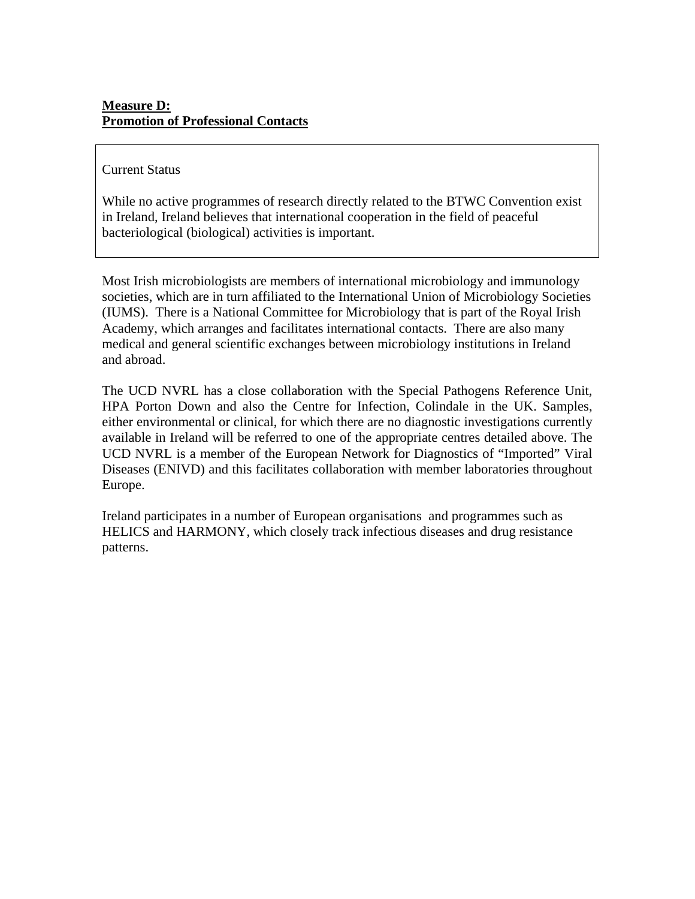**Measure D:**
**Promotion of Professional Contacts**

Current Status

While no active programmes of research directly related to the BTWC Convention exist in Ireland, Ireland believes that international cooperation in the field of peaceful bacteriological (biological) activities is important.

Most Irish microbiologists are members of international microbiology and immunology societies, which are in turn affiliated to the International Union of Microbiology Societies (IUMS). There is a National Committee for Microbiology that is part of the Royal Irish Academy, which arranges and facilitates international contacts. There are also many medical and general scientific exchanges between microbiology institutions in Ireland and abroad.

The UCD NVRL has a close collaboration with the Special Pathogens Reference Unit, HPA Porton Down and also the Centre for Infection, Colindale in the UK. Samples, either environmental or clinical, for which there are no diagnostic investigations currently available in Ireland will be referred to one of the appropriate centres detailed above. The UCD NVRL is a member of the European Network for Diagnostics of "Imported" Viral Diseases (ENIVD) and this facilitates collaboration with member laboratories throughout Europe.

Ireland participates in a number of European organisations and programmes such as HELICS and HARMONY, which closely track infectious diseases and drug resistance patterns.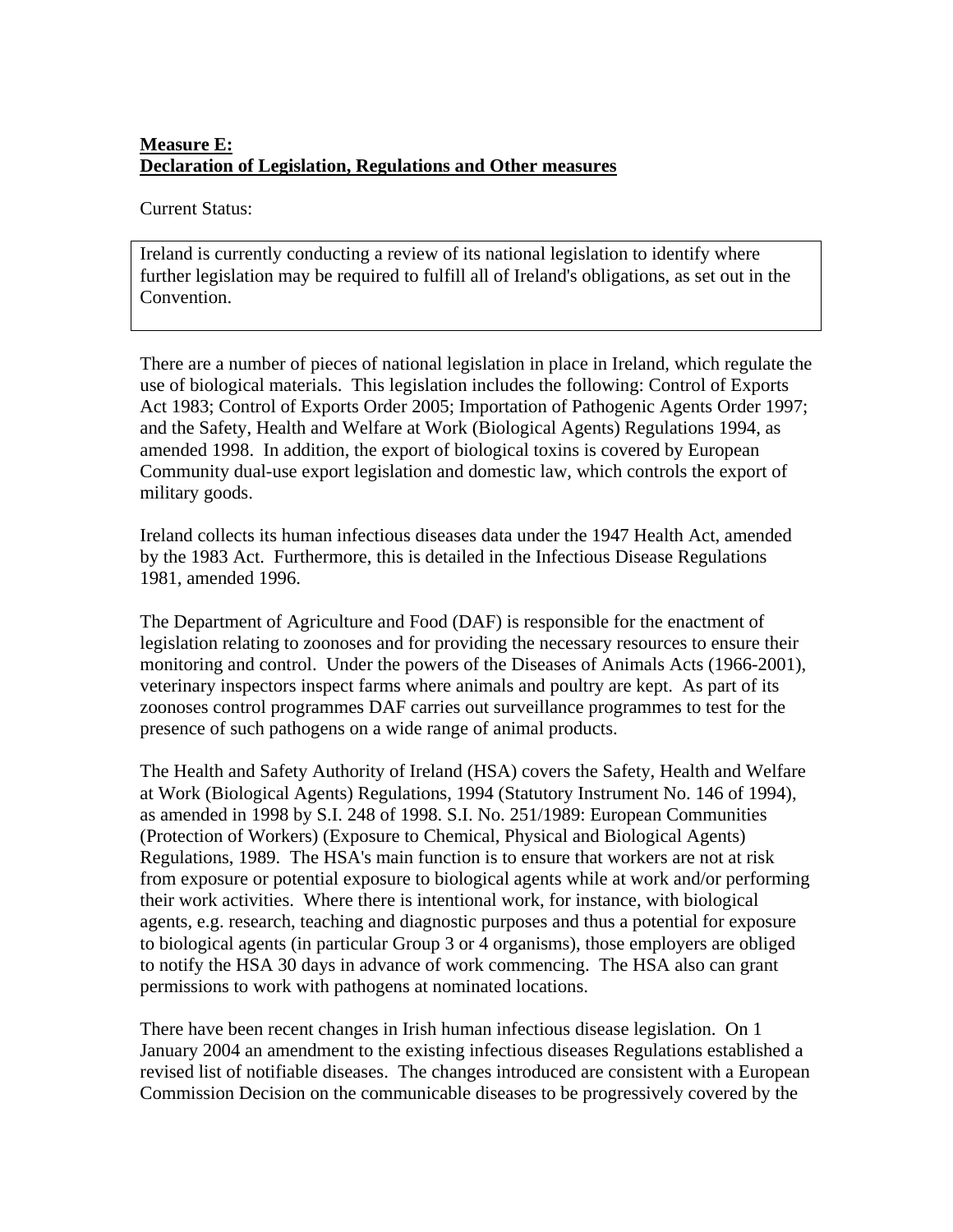**Measure E:**
**Declaration of Legislation, Regulations and Other measures**

Current Status:

| Ireland is currently conducting a review of its national legislation to identify where further legislation may be required to fulfill all of Ireland's obligations, as set out in the Convention. |
| --- |

There are a number of pieces of national legislation in place in Ireland, which regulate the use of biological materials. This legislation includes the following: Control of Exports Act 1983; Control of Exports Order 2005; Importation of Pathogenic Agents Order 1997; and the Safety, Health and Welfare at Work (Biological Agents) Regulations 1994, as amended 1998. In addition, the export of biological toxins is covered by European Community dual-use export legislation and domestic law, which controls the export of military goods.

Ireland collects its human infectious diseases data under the 1947 Health Act, amended by the 1983 Act. Furthermore, this is detailed in the Infectious Disease Regulations 1981, amended 1996.

The Department of Agriculture and Food (DAF) is responsible for the enactment of legislation relating to zoonoses and for providing the necessary resources to ensure their monitoring and control. Under the powers of the Diseases of Animals Acts (1966-2001), veterinary inspectors inspect farms where animals and poultry are kept. As part of its zoonoses control programmes DAF carries out surveillance programmes to test for the presence of such pathogens on a wide range of animal products.

The Health and Safety Authority of Ireland (HSA) covers the Safety, Health and Welfare at Work (Biological Agents) Regulations, 1994 (Statutory Instrument No. 146 of 1994), as amended in 1998 by S.I. 248 of 1998. S.I. No. 251/1989: European Communities (Protection of Workers) (Exposure to Chemical, Physical and Biological Agents) Regulations, 1989. The HSA's main function is to ensure that workers are not at risk from exposure or potential exposure to biological agents while at work and/or performing their work activities. Where there is intentional work, for instance, with biological agents, e.g. research, teaching and diagnostic purposes and thus a potential for exposure to biological agents (in particular Group 3 or 4 organisms), those employers are obliged to notify the HSA 30 days in advance of work commencing. The HSA also can grant permissions to work with pathogens at nominated locations.

There have been recent changes in Irish human infectious disease legislation. On 1 January 2004 an amendment to the existing infectious diseases Regulations established a revised list of notifiable diseases. The changes introduced are consistent with a European Commission Decision on the communicable diseases to be progressively covered by the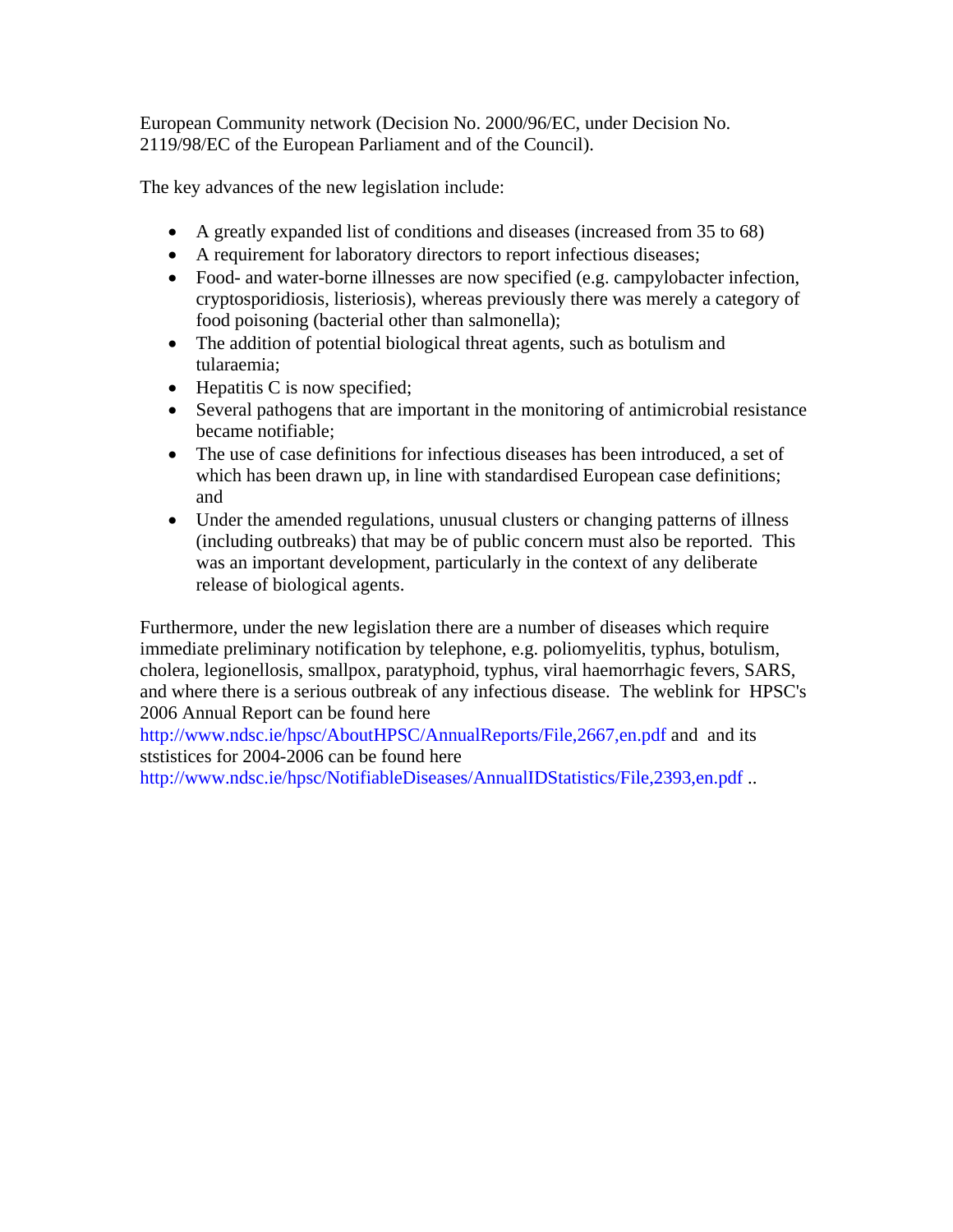European Community network (Decision No. 2000/96/EC, under Decision No. 2119/98/EC of the European Parliament and of the Council).

The key advances of the new legislation include:

- A greatly expanded list of conditions and diseases (increased from 35 to 68)
- A requirement for laboratory directors to report infectious diseases;
- Food- and water-borne illnesses are now specified (e.g. campylobacter infection, cryptosporidiosis, listeriosis), whereas previously there was merely a category of food poisoning (bacterial other than salmonella);
- The addition of potential biological threat agents, such as botulism and tularaemia;
- Hepatitis C is now specified;
- Several pathogens that are important in the monitoring of antimicrobial resistance became notifiable;
- The use of case definitions for infectious diseases has been introduced, a set of which has been drawn up, in line with standardised European case definitions; and
- Under the amended regulations, unusual clusters or changing patterns of illness (including outbreaks) that may be of public concern must also be reported. This was an important development, particularly in the context of any deliberate release of biological agents.

Furthermore, under the new legislation there are a number of diseases which require immediate preliminary notification by telephone, e.g. poliomyelitis, typhus, botulism, cholera, legionellosis, smallpox, paratyphoid, typhus, viral haemorrhagic fevers, SARS, and where there is a serious outbreak of any infectious disease. The weblink for HPSC's 2006 Annual Report can be found here http://www.ndsc.ie/hpsc/AboutHPSC/AnnualReports/File,2667,en.pdf and and its ststistices for 2004-2006 can be found here http://www.ndsc.ie/hpsc/NotifiableDiseases/AnnualIDStatistics/File,2393,en.pdf ..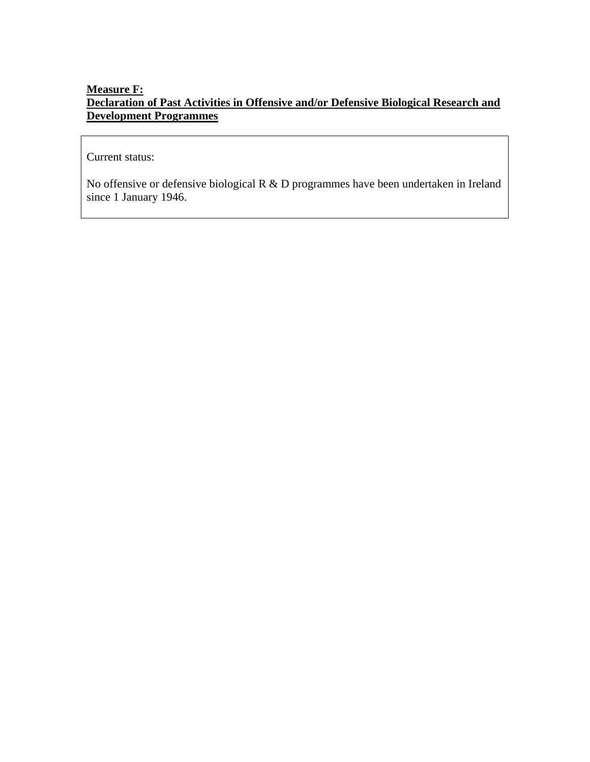**Measure F:**
**Declaration of Past Activities in Offensive and/or Defensive Biological Research and Development Programmes**

Current status:

No offensive or defensive biological R & D programmes have been undertaken in Ireland since 1 January 1946.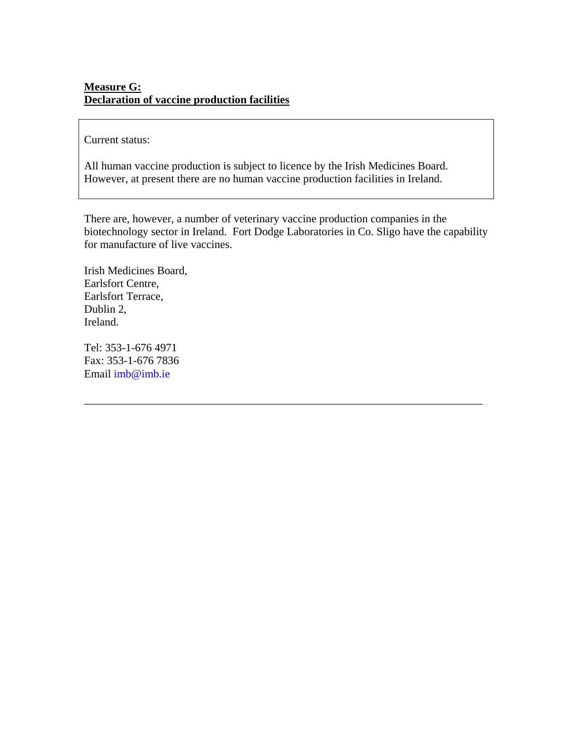**Measure G:**
**Declaration of vaccine production facilities**

Current status:

All human vaccine production is subject to licence by the Irish Medicines Board. However, at present there are no human vaccine production facilities in Ireland.

There are, however, a number of veterinary vaccine production companies in the biotechnology sector in Ireland. Fort Dodge Laboratories in Co. Sligo have the capability for manufacture of live vaccines.

Irish Medicines Board,
Earlsfort Centre,
Earlsfort Terrace,
Dublin 2,
Ireland.

Tel: 353-1-676 4971
Fax: 353-1-676 7836
Email imb@imb.ie

---